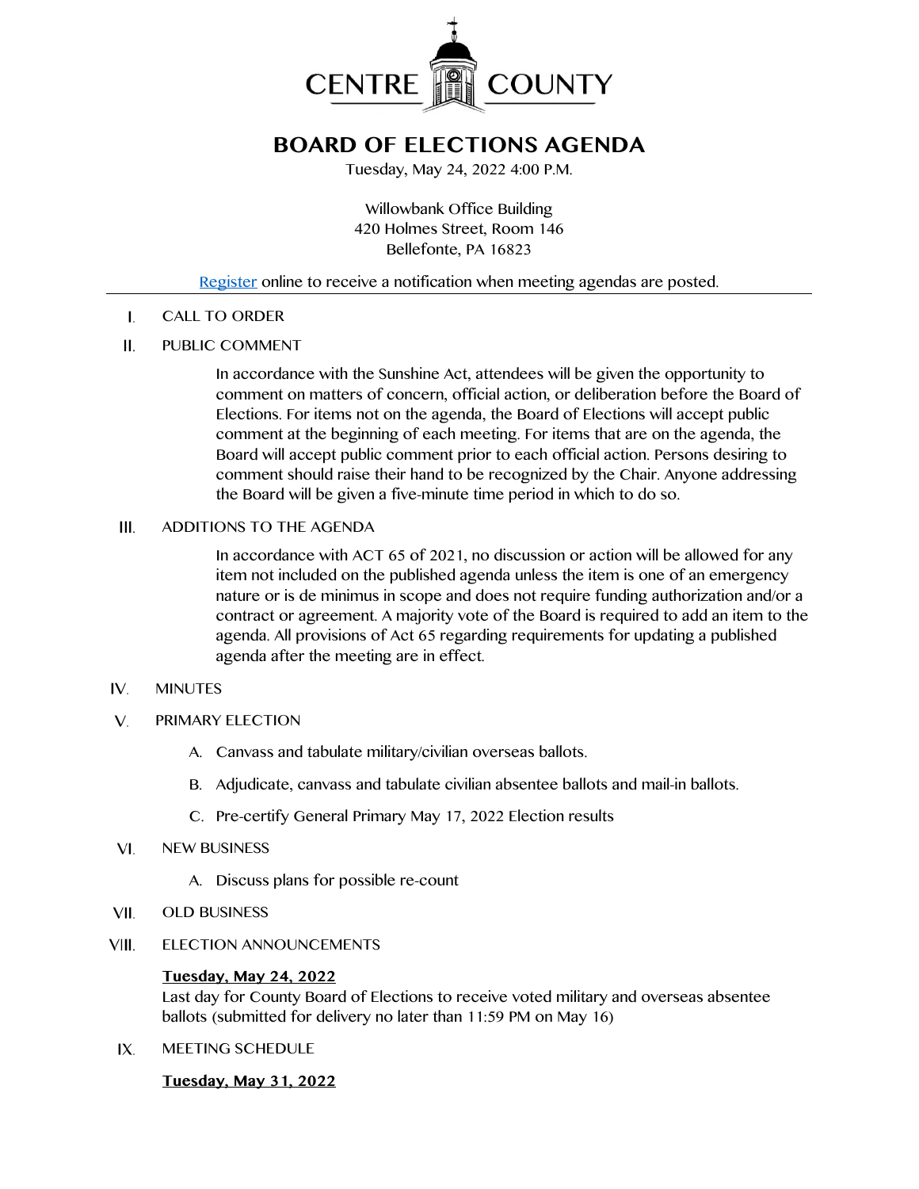CENTRE COUNTY

# BOARD OF ELECTIONS AGENDA

Tuesday, May 24, 2022 4:00 P.M.

Willowbank Office Building
420 Holmes Street, Room 146
Bellefonte, PA 16823

Register online to receive a notification when meeting agendas are posted.

I. CALL TO ORDER

II. PUBLIC COMMENT

In accordance with the Sunshine Act, attendees will be given the opportunity to comment on matters of concern, official action, or deliberation before the Board of Elections. For items not on the agenda, the Board of Elections will accept public comment at the beginning of each meeting. For items that are on the agenda, the Board will accept public comment prior to each official action. Persons desiring to comment should raise their hand to be recognized by the Chair. Anyone addressing the Board will be given a five-minute time period in which to do so.

III. ADDITIONS TO THE AGENDA

In accordance with ACT 65 of 2021, no discussion or action will be allowed for any item not included on the published agenda unless the item is one of an emergency nature or is de minimus in scope and does not require funding authorization and/or a contract or agreement. A majority vote of the Board is required to add an item to the agenda. All provisions of Act 65 regarding requirements for updating a published agenda after the meeting are in effect.

IV. MINUTES

V. PRIMARY ELECTION

A. Canvass and tabulate military/civilian overseas ballots.

B. Adjudicate, canvass and tabulate civilian absentee ballots and mail-in ballots.

C. Pre-certify General Primary May 17, 2022 Election results

VI. NEW BUSINESS

A. Discuss plans for possible re-count

VII. OLD BUSINESS

VIII. ELECTION ANNOUNCEMENTS

**Tuesday, May 24, 2022**
Last day for County Board of Elections to receive voted military and overseas absentee ballots (submitted for delivery no later than 11:59 PM on May 16)

IX. MEETING SCHEDULE

**Tuesday, May 31, 2022**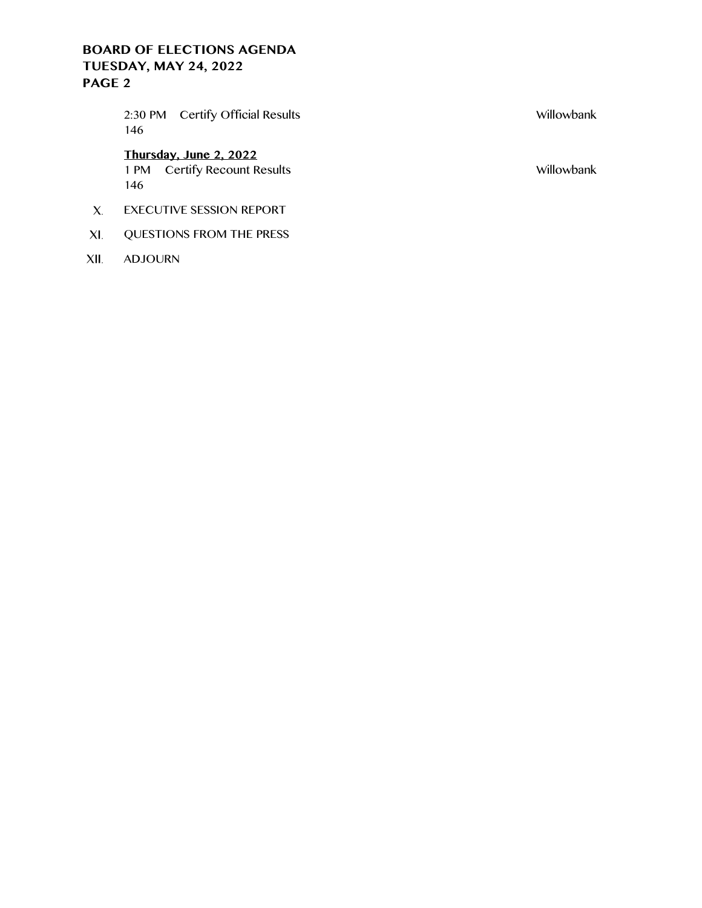2:30 PM Certify Official Results Willowbank 146

**Thursday, June 2, 2022**

1 PM Certify Recount Results Willowbank 146

X. EXECUTIVE SESSION REPORT

XI. QUESTIONS FROM THE PRESS

XII. ADJOURN